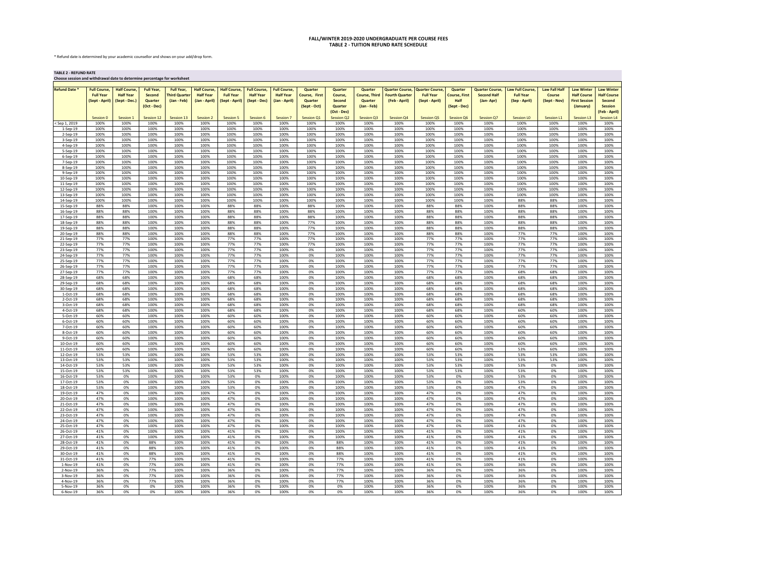# FALL/WINTER 2019-2020 UNDERGRADUATE PER COURSE FEES
## TABLE 2 - TUITION REFUND RATE SCHEDULE

* Refund date is determined by your academic counsellor and shows on your add/drop form.

**TABLE 2 - REFUND RATE**
**Choose session and withdrawal date to determine percentage for worksheet**

| Refund Date * | Full Course, Full Year (Sept - April) | Half Course, Half Year (Sept - Dec.) | Full Year, Second Quarter (Oct - Dec) | Full Year, Third Quarter (Jan - Feb) | Half Course, Half Year (Jan - April) | Half Course, Full Year (Sept - April) | Full Course, Half Year (Sept - Dec) | Full Course, Half Year (Jan - April) | Quarter Course, First Quarter (Sept - Oct) | Quarter Course, Second Quarter (Oct - Dec) | Quarter Course, Third Quarter (Jan - Feb) | Quarter Course, Fourth Quarter (Feb - April) | Quarter Course, Full Year (Sept - April) | Quarter Course, First Half (Sept - Dec) | Quarter Course, Second Half (Jan- Apr) | Law Full Course, Full Year (Sep - April) | Law Fall Half Course (Sept - Nov) | Law Winter Half Course First Session (January) | Law Winter Half Course Second Session (Feb - April) |
|---|---|---|---|---|---|---|---|---|---|---|---|---|---|---|---|---|---|---|---|
| | Session 0 | Session 1 | Session 12 | Session 13 | Session 2 | Session 5 | Session 6 | Session 7 | Session Q1 | Session Q2 | Session Q3 | Session Q4 | Session Q5 | Session Q6 | Session Q7 | Session L0 | Session L1 | Session L3 | Session L4 |
| < Sep 1, 2019 | 100% | 100% | 100% | 100% | 100% | 100% | 100% | 100% | 100% | 100% | 100% | 100% | 100% | 100% | 100% | 100% | 100% | 100% | 100% |
| 1-Sep-19 | 100% | 100% | 100% | 100% | 100% | 100% | 100% | 100% | 100% | 100% | 100% | 100% | 100% | 100% | 100% | 100% | 100% | 100% | 100% |
| 2-Sep-19 | 100% | 100% | 100% | 100% | 100% | 100% | 100% | 100% | 100% | 100% | 100% | 100% | 100% | 100% | 100% | 100% | 100% | 100% | 100% |
| 3-Sep-19 | 100% | 100% | 100% | 100% | 100% | 100% | 100% | 100% | 100% | 100% | 100% | 100% | 100% | 100% | 100% | 100% | 100% | 100% | 100% |
| 4-Sep-19 | 100% | 100% | 100% | 100% | 100% | 100% | 100% | 100% | 100% | 100% | 100% | 100% | 100% | 100% | 100% | 100% | 100% | 100% | 100% |
| 5-Sep-19 | 100% | 100% | 100% | 100% | 100% | 100% | 100% | 100% | 100% | 100% | 100% | 100% | 100% | 100% | 100% | 100% | 100% | 100% | 100% |
| 6-Sep-19 | 100% | 100% | 100% | 100% | 100% | 100% | 100% | 100% | 100% | 100% | 100% | 100% | 100% | 100% | 100% | 100% | 100% | 100% | 100% |
| 7-Sep-19 | 100% | 100% | 100% | 100% | 100% | 100% | 100% | 100% | 100% | 100% | 100% | 100% | 100% | 100% | 100% | 100% | 100% | 100% | 100% |
| 8-Sep-19 | 100% | 100% | 100% | 100% | 100% | 100% | 100% | 100% | 100% | 100% | 100% | 100% | 100% | 100% | 100% | 100% | 100% | 100% | 100% |
| 9-Sep-19 | 100% | 100% | 100% | 100% | 100% | 100% | 100% | 100% | 100% | 100% | 100% | 100% | 100% | 100% | 100% | 100% | 100% | 100% | 100% |
| 10-Sep-19 | 100% | 100% | 100% | 100% | 100% | 100% | 100% | 100% | 100% | 100% | 100% | 100% | 100% | 100% | 100% | 100% | 100% | 100% | 100% |
| 11-Sep-19 | 100% | 100% | 100% | 100% | 100% | 100% | 100% | 100% | 100% | 100% | 100% | 100% | 100% | 100% | 100% | 100% | 100% | 100% | 100% |
| 12-Sep-19 | 100% | 100% | 100% | 100% | 100% | 100% | 100% | 100% | 100% | 100% | 100% | 100% | 100% | 100% | 100% | 100% | 100% | 100% | 100% |
| 13-Sep-19 | 100% | 100% | 100% | 100% | 100% | 100% | 100% | 100% | 100% | 100% | 100% | 100% | 100% | 100% | 100% | 100% | 100% | 100% | 100% |
| 14-Sep-19 | 100% | 100% | 100% | 100% | 100% | 100% | 100% | 100% | 100% | 100% | 100% | 100% | 100% | 100% | 100% | 100% | 100% | 100% | 100% |
| 15-Sep-19 | 88% | 88% | 100% | 100% | 100% | 88% | 88% | 100% | 88% | 100% | 100% | 100% | 88% | 88% | 100% | 88% | 88% | 100% | 100% |
| 16-Sep-19 | 88% | 88% | 100% | 100% | 100% | 88% | 88% | 100% | 88% | 100% | 100% | 100% | 88% | 88% | 100% | 88% | 88% | 100% | 100% |
| 17-Sep-19 | 88% | 88% | 100% | 100% | 100% | 88% | 88% | 100% | 88% | 100% | 100% | 100% | 88% | 88% | 100% | 88% | 88% | 100% | 100% |
| 18-Sep-19 | 88% | 88% | 100% | 100% | 100% | 88% | 88% | 100% | 77% | 100% | 100% | 100% | 88% | 88% | 100% | 88% | 88% | 100% | 100% |
| 19-Sep-19 | 88% | 88% | 100% | 100% | 100% | 88% | 88% | 100% | 77% | 100% | 100% | 100% | 88% | 88% | 100% | 88% | 88% | 100% | 100% |
| 20-Sep-19 | 88% | 88% | 100% | 100% | 100% | 88% | 88% | 100% | 77% | 100% | 100% | 100% | 88% | 88% | 100% | 77% | 77% | 100% | 100% |
| 21-Sep-19 | 77% | 77% | 100% | 100% | 100% | 77% | 77% | 100% | 77% | 100% | 100% | 100% | 77% | 77% | 100% | 77% | 77% | 100% | 100% |
| 22-Sep-19 | 77% | 77% | 100% | 100% | 100% | 77% | 77% | 100% | 77% | 100% | 100% | 100% | 77% | 77% | 100% | 77% | 77% | 100% | 100% |
| 23-Sep-19 | 77% | 77% | 100% | 100% | 100% | 77% | 77% | 100% | 0% | 100% | 100% | 100% | 77% | 77% | 100% | 77% | 77% | 100% | 100% |
| 24-Sep-19 | 77% | 77% | 100% | 100% | 100% | 77% | 77% | 100% | 0% | 100% | 100% | 100% | 77% | 77% | 100% | 77% | 77% | 100% | 100% |
| 25-Sep-19 | 77% | 77% | 100% | 100% | 100% | 77% | 77% | 100% | 0% | 100% | 100% | 100% | 77% | 77% | 100% | 77% | 77% | 100% | 100% |
| 26-Sep-19 | 77% | 77% | 100% | 100% | 100% | 77% | 77% | 100% | 0% | 100% | 100% | 100% | 77% | 77% | 100% | 77% | 77% | 100% | 100% |
| 27-Sep-19 | 77% | 77% | 100% | 100% | 100% | 77% | 77% | 100% | 0% | 100% | 100% | 100% | 77% | 77% | 100% | 68% | 68% | 100% | 100% |
| 28-Sep-19 | 68% | 68% | 100% | 100% | 100% | 68% | 68% | 100% | 0% | 100% | 100% | 100% | 68% | 68% | 100% | 68% | 68% | 100% | 100% |
| 29-Sep-19 | 68% | 68% | 100% | 100% | 100% | 68% | 68% | 100% | 0% | 100% | 100% | 100% | 68% | 68% | 100% | 68% | 68% | 100% | 100% |
| 30-Sep-19 | 68% | 68% | 100% | 100% | 100% | 68% | 68% | 100% | 0% | 100% | 100% | 100% | 68% | 68% | 100% | 68% | 68% | 100% | 100% |
| 1-Oct-19 | 68% | 68% | 100% | 100% | 100% | 68% | 68% | 100% | 0% | 100% | 100% | 100% | 68% | 68% | 100% | 68% | 68% | 100% | 100% |
| 2-Oct-19 | 68% | 68% | 100% | 100% | 100% | 68% | 68% | 100% | 0% | 100% | 100% | 100% | 68% | 68% | 100% | 68% | 68% | 100% | 100% |
| 3-Oct-19 | 68% | 68% | 100% | 100% | 100% | 68% | 68% | 100% | 0% | 100% | 100% | 100% | 68% | 68% | 100% | 68% | 68% | 100% | 100% |
| 4-Oct-19 | 68% | 68% | 100% | 100% | 100% | 68% | 68% | 100% | 0% | 100% | 100% | 100% | 68% | 68% | 100% | 60% | 60% | 100% | 100% |
| 5-Oct-19 | 60% | 60% | 100% | 100% | 100% | 60% | 60% | 100% | 0% | 100% | 100% | 100% | 60% | 60% | 100% | 60% | 60% | 100% | 100% |
| 6-Oct-19 | 60% | 60% | 100% | 100% | 100% | 60% | 60% | 100% | 0% | 100% | 100% | 100% | 60% | 60% | 100% | 60% | 60% | 100% | 100% |
| 7-Oct-19 | 60% | 60% | 100% | 100% | 100% | 60% | 60% | 100% | 0% | 100% | 100% | 100% | 60% | 60% | 100% | 60% | 60% | 100% | 100% |
| 8-Oct-19 | 60% | 60% | 100% | 100% | 100% | 60% | 60% | 100% | 0% | 100% | 100% | 100% | 60% | 60% | 100% | 60% | 60% | 100% | 100% |
| 9-Oct-19 | 60% | 60% | 100% | 100% | 100% | 60% | 60% | 100% | 0% | 100% | 100% | 100% | 60% | 60% | 100% | 60% | 60% | 100% | 100% |
| 10-Oct-19 | 60% | 60% | 100% | 100% | 100% | 60% | 60% | 100% | 0% | 100% | 100% | 100% | 60% | 60% | 100% | 60% | 60% | 100% | 100% |
| 11-Oct-19 | 60% | 60% | 100% | 100% | 100% | 60% | 60% | 100% | 0% | 100% | 100% | 100% | 60% | 60% | 100% | 53% | 60% | 100% | 100% |
| 12-Oct-19 | 53% | 53% | 100% | 100% | 100% | 53% | 53% | 100% | 0% | 100% | 100% | 100% | 53% | 53% | 100% | 53% | 53% | 100% | 100% |
| 13-Oct-19 | 53% | 53% | 100% | 100% | 100% | 53% | 53% | 100% | 0% | 100% | 100% | 100% | 53% | 53% | 100% | 53% | 53% | 100% | 100% |
| 14-Oct-19 | 53% | 53% | 100% | 100% | 100% | 53% | 53% | 100% | 0% | 100% | 100% | 100% | 53% | 53% | 100% | 53% | 0% | 100% | 100% |
| 15-Oct-19 | 53% | 53% | 100% | 100% | 100% | 53% | 53% | 100% | 0% | 100% | 100% | 100% | 53% | 53% | 100% | 53% | 0% | 100% | 100% |
| 16-Oct-19 | 53% | 0% | 100% | 100% | 100% | 53% | 0% | 100% | 0% | 100% | 100% | 100% | 53% | 0% | 100% | 53% | 0% | 100% | 100% |
| 17-Oct-19 | 53% | 0% | 100% | 100% | 100% | 53% | 0% | 100% | 0% | 100% | 100% | 100% | 53% | 0% | 100% | 53% | 0% | 100% | 100% |
| 18-Oct-19 | 53% | 0% | 100% | 100% | 100% | 53% | 0% | 100% | 0% | 100% | 100% | 100% | 53% | 0% | 100% | 47% | 0% | 100% | 100% |
| 19-Oct-19 | 47% | 0% | 100% | 100% | 100% | 47% | 0% | 100% | 0% | 100% | 100% | 100% | 47% | 0% | 100% | 47% | 0% | 100% | 100% |
| 20-Oct-19 | 47% | 0% | 100% | 100% | 100% | 47% | 0% | 100% | 0% | 100% | 100% | 100% | 47% | 0% | 100% | 47% | 0% | 100% | 100% |
| 21-Oct-19 | 47% | 0% | 100% | 100% | 100% | 47% | 0% | 100% | 0% | 100% | 100% | 100% | 47% | 0% | 100% | 47% | 0% | 100% | 100% |
| 22-Oct-19 | 47% | 0% | 100% | 100% | 100% | 47% | 0% | 100% | 0% | 100% | 100% | 100% | 47% | 0% | 100% | 47% | 0% | 100% | 100% |
| 23-Oct-19 | 47% | 0% | 100% | 100% | 100% | 47% | 0% | 100% | 0% | 100% | 100% | 100% | 47% | 0% | 100% | 47% | 0% | 100% | 100% |
| 24-Oct-19 | 47% | 0% | 100% | 100% | 100% | 47% | 0% | 100% | 0% | 100% | 100% | 100% | 47% | 0% | 100% | 47% | 0% | 100% | 100% |
| 25-Oct-19 | 47% | 0% | 100% | 100% | 100% | 47% | 0% | 100% | 0% | 100% | 100% | 100% | 47% | 0% | 100% | 41% | 0% | 100% | 100% |
| 26-Oct-19 | 41% | 0% | 100% | 100% | 100% | 41% | 0% | 100% | 0% | 100% | 100% | 100% | 41% | 0% | 100% | 41% | 0% | 100% | 100% |
| 27-Oct-19 | 41% | 0% | 100% | 100% | 100% | 41% | 0% | 100% | 0% | 100% | 100% | 100% | 41% | 0% | 100% | 41% | 0% | 100% | 100% |
| 28-Oct-19 | 41% | 0% | 88% | 100% | 100% | 41% | 0% | 100% | 0% | 88% | 100% | 100% | 41% | 0% | 100% | 41% | 0% | 100% | 100% |
| 29-Oct-19 | 41% | 0% | 88% | 100% | 100% | 41% | 0% | 100% | 0% | 88% | 100% | 100% | 41% | 0% | 100% | 41% | 0% | 100% | 100% |
| 30-Oct-19 | 41% | 0% | 88% | 100% | 100% | 41% | 0% | 100% | 0% | 88% | 100% | 100% | 41% | 0% | 100% | 41% | 0% | 100% | 100% |
| 31-Oct-19 | 41% | 0% | 77% | 100% | 100% | 41% | 0% | 100% | 0% | 77% | 100% | 100% | 41% | 0% | 100% | 41% | 0% | 100% | 100% |
| 1-Nov-19 | 41% | 0% | 77% | 100% | 100% | 41% | 0% | 100% | 0% | 77% | 100% | 100% | 41% | 0% | 100% | 36% | 0% | 100% | 100% |
| 2-Nov-19 | 36% | 0% | 77% | 100% | 100% | 36% | 0% | 100% | 0% | 77% | 100% | 100% | 36% | 0% | 100% | 36% | 0% | 100% | 100% |
| 3-Nov-19 | 36% | 0% | 77% | 100% | 100% | 36% | 0% | 100% | 0% | 77% | 100% | 100% | 36% | 0% | 100% | 36% | 0% | 100% | 100% |
| 4-Nov-19 | 36% | 0% | 77% | 100% | 100% | 36% | 0% | 100% | 0% | 77% | 100% | 100% | 36% | 0% | 100% | 36% | 0% | 100% | 100% |
| 5-Nov-19 | 36% | 0% | 0% | 100% | 100% | 36% | 0% | 100% | 0% | 0% | 100% | 100% | 36% | 0% | 100% | 36% | 0% | 100% | 100% |
| 6-Nov-19 | 36% | 0% | 0% | 100% | 100% | 36% | 0% | 100% | 0% | 0% | 100% | 100% | 36% | 0% | 100% | 36% | 0% | 100% | 100% |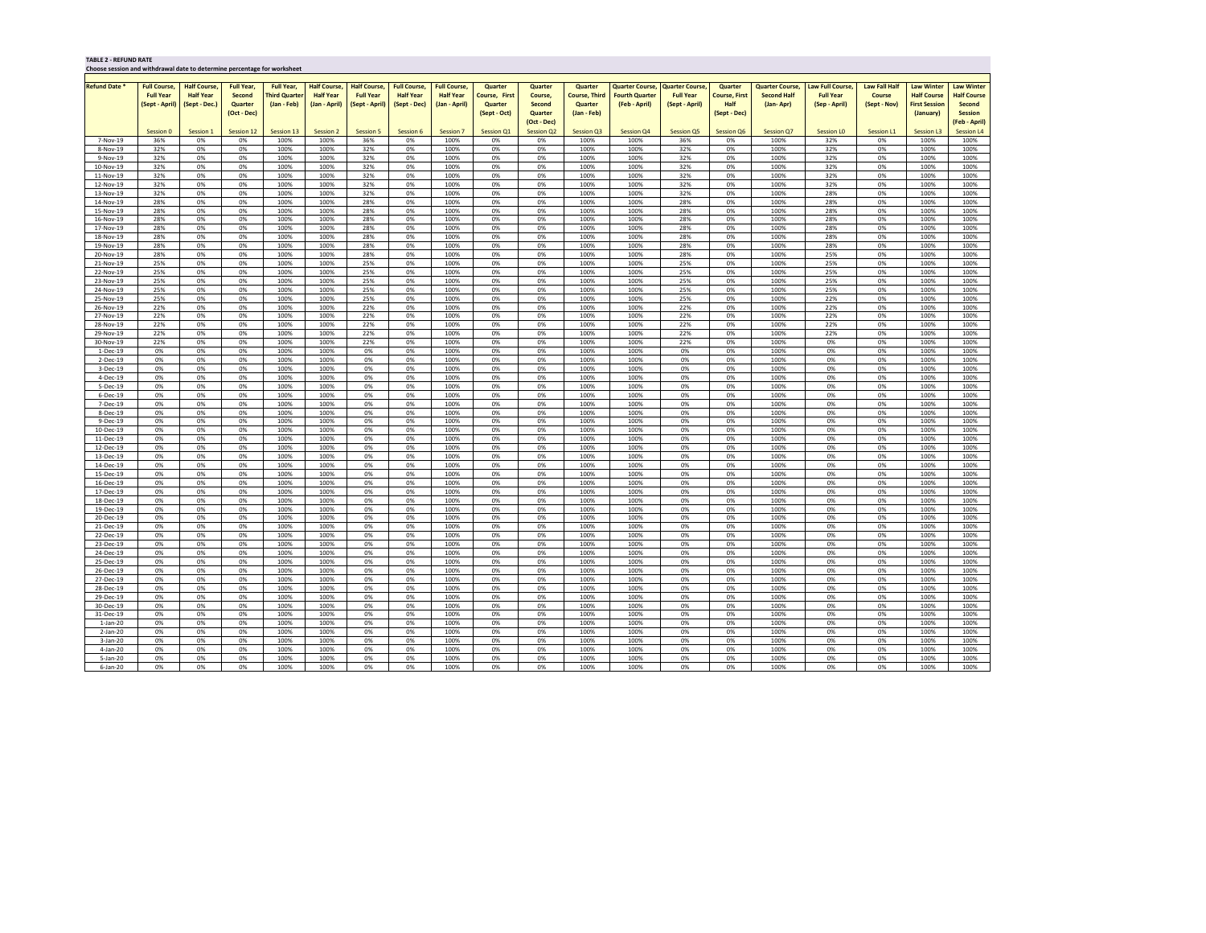**TABLE 2 - REFUND RATE**

**Choose session and withdrawal date to determine percentage for worksheet**

| Refund Date * | Full Course, Full Year (Sept - April) | Half Course, Half Year (Sept - Dec.) | Full Year, Second Quarter (Oct - Dec) | Full Year, Third Quarter (Jan - Feb) | Half Course, Half Year (Jan - April) | Half Course, Full Year (Sept - April) | Full Course, Half Year (Sept - Dec) | Full Course, Half Year (Jan - April) | Quarter Course, First Quarter (Sept - Oct) | Quarter Course, Second Quarter (Oct - Dec) | Quarter Course, Third Quarter (Jan - Feb) | Quarter Course, Fourth Quarter (Feb - April) | Quarter Course, Full Year (Sept - April) | Quarter Course, First Half (Sept - Dec) | Quarter Course, Second Half (Jan- Apr) | Law Full Course, Full Year (Sep - April) | Law Fall Half Course (Sept - Nov) | Law Winter Half Course First Session (January) | Law Winter Half Course Second Session (Feb - April) |
|---|---|---|---|---|---|---|---|---|---|---|---|---|---|---|---|---|---|---|---|
| | Session 0 | Session 1 | Session 12 | Session 13 | Session 2 | Session 5 | Session 6 | Session 7 | Session Q1 | Session Q2 | Session Q3 | Session Q4 | Session Q5 | Session Q6 | Session Q7 | Session L0 | Session L1 | Session L3 | Session L4 |
| 7-Nov-19 | 36% | 0% | 0% | 100% | 100% | 36% | 0% | 100% | 0% | 0% | 100% | 100% | 36% | 0% | 100% | 32% | 0% | 100% | 100% |
| 8-Nov-19 | 32% | 0% | 0% | 100% | 100% | 32% | 0% | 100% | 0% | 0% | 100% | 100% | 32% | 0% | 100% | 32% | 0% | 100% | 100% |
| 9-Nov-19 | 32% | 0% | 0% | 100% | 100% | 32% | 0% | 100% | 0% | 0% | 100% | 100% | 32% | 0% | 100% | 32% | 0% | 100% | 100% |
| 10-Nov-19 | 32% | 0% | 0% | 100% | 100% | 32% | 0% | 100% | 0% | 0% | 100% | 100% | 32% | 0% | 100% | 32% | 0% | 100% | 100% |
| 11-Nov-19 | 32% | 0% | 0% | 100% | 100% | 32% | 0% | 100% | 0% | 0% | 100% | 100% | 32% | 0% | 100% | 32% | 0% | 100% | 100% |
| 12-Nov-19 | 32% | 0% | 0% | 100% | 100% | 32% | 0% | 100% | 0% | 0% | 100% | 100% | 32% | 0% | 100% | 32% | 0% | 100% | 100% |
| 13-Nov-19 | 32% | 0% | 0% | 100% | 100% | 32% | 0% | 100% | 0% | 0% | 100% | 100% | 32% | 0% | 100% | 28% | 0% | 100% | 100% |
| 14-Nov-19 | 28% | 0% | 0% | 100% | 100% | 28% | 0% | 100% | 0% | 0% | 100% | 100% | 28% | 0% | 100% | 28% | 0% | 100% | 100% |
| 15-Nov-19 | 28% | 0% | 0% | 100% | 100% | 28% | 0% | 100% | 0% | 0% | 100% | 100% | 28% | 0% | 100% | 28% | 0% | 100% | 100% |
| 16-Nov-19 | 28% | 0% | 0% | 100% | 100% | 28% | 0% | 100% | 0% | 0% | 100% | 100% | 28% | 0% | 100% | 28% | 0% | 100% | 100% |
| 17-Nov-19 | 28% | 0% | 0% | 100% | 100% | 28% | 0% | 100% | 0% | 0% | 100% | 100% | 28% | 0% | 100% | 28% | 0% | 100% | 100% |
| 18-Nov-19 | 28% | 0% | 0% | 100% | 100% | 28% | 0% | 100% | 0% | 0% | 100% | 100% | 28% | 0% | 100% | 28% | 0% | 100% | 100% |
| 19-Nov-19 | 28% | 0% | 0% | 100% | 100% | 28% | 0% | 100% | 0% | 0% | 100% | 100% | 28% | 0% | 100% | 28% | 0% | 100% | 100% |
| 20-Nov-19 | 28% | 0% | 0% | 100% | 100% | 28% | 0% | 100% | 0% | 0% | 100% | 100% | 28% | 0% | 100% | 25% | 0% | 100% | 100% |
| 21-Nov-19 | 25% | 0% | 0% | 100% | 100% | 25% | 0% | 100% | 0% | 0% | 100% | 100% | 25% | 0% | 100% | 25% | 0% | 100% | 100% |
| 22-Nov-19 | 25% | 0% | 0% | 100% | 100% | 25% | 0% | 100% | 0% | 0% | 100% | 100% | 25% | 0% | 100% | 25% | 0% | 100% | 100% |
| 23-Nov-19 | 25% | 0% | 0% | 100% | 100% | 25% | 0% | 100% | 0% | 0% | 100% | 100% | 25% | 0% | 100% | 25% | 0% | 100% | 100% |
| 24-Nov-19 | 25% | 0% | 0% | 100% | 100% | 25% | 0% | 100% | 0% | 0% | 100% | 100% | 25% | 0% | 100% | 25% | 0% | 100% | 100% |
| 25-Nov-19 | 25% | 0% | 0% | 100% | 100% | 25% | 0% | 100% | 0% | 0% | 100% | 100% | 25% | 0% | 100% | 22% | 0% | 100% | 100% |
| 26-Nov-19 | 22% | 0% | 0% | 100% | 100% | 22% | 0% | 100% | 0% | 0% | 100% | 100% | 22% | 0% | 100% | 22% | 0% | 100% | 100% |
| 27-Nov-19 | 22% | 0% | 0% | 100% | 100% | 22% | 0% | 100% | 0% | 0% | 100% | 100% | 22% | 0% | 100% | 22% | 0% | 100% | 100% |
| 28-Nov-19 | 22% | 0% | 0% | 100% | 100% | 22% | 0% | 100% | 0% | 0% | 100% | 100% | 22% | 0% | 100% | 22% | 0% | 100% | 100% |
| 29-Nov-19 | 22% | 0% | 0% | 100% | 100% | 22% | 0% | 100% | 0% | 0% | 100% | 100% | 22% | 0% | 100% | 22% | 0% | 100% | 100% |
| 30-Nov-19 | 22% | 0% | 0% | 100% | 100% | 22% | 0% | 100% | 0% | 0% | 100% | 100% | 22% | 0% | 100% | 0% | 0% | 100% | 100% |
| 1-Dec-19 | 0% | 0% | 0% | 100% | 100% | 0% | 0% | 100% | 0% | 0% | 100% | 100% | 0% | 0% | 100% | 0% | 0% | 100% | 100% |
| 2-Dec-19 | 0% | 0% | 0% | 100% | 100% | 0% | 0% | 100% | 0% | 0% | 100% | 100% | 0% | 0% | 100% | 0% | 0% | 100% | 100% |
| 3-Dec-19 | 0% | 0% | 0% | 100% | 100% | 0% | 0% | 100% | 0% | 0% | 100% | 100% | 0% | 0% | 100% | 0% | 0% | 100% | 100% |
| 4-Dec-19 | 0% | 0% | 0% | 100% | 100% | 0% | 0% | 100% | 0% | 0% | 100% | 100% | 0% | 0% | 100% | 0% | 0% | 100% | 100% |
| 5-Dec-19 | 0% | 0% | 0% | 100% | 100% | 0% | 0% | 100% | 0% | 0% | 100% | 100% | 0% | 0% | 100% | 0% | 0% | 100% | 100% |
| 6-Dec-19 | 0% | 0% | 0% | 100% | 100% | 0% | 0% | 100% | 0% | 0% | 100% | 100% | 0% | 0% | 100% | 0% | 0% | 100% | 100% |
| 7-Dec-19 | 0% | 0% | 0% | 100% | 100% | 0% | 0% | 100% | 0% | 0% | 100% | 100% | 0% | 0% | 100% | 0% | 0% | 100% | 100% |
| 8-Dec-19 | 0% | 0% | 0% | 100% | 100% | 0% | 0% | 100% | 0% | 0% | 100% | 100% | 0% | 0% | 100% | 0% | 0% | 100% | 100% |
| 9-Dec-19 | 0% | 0% | 0% | 100% | 100% | 0% | 0% | 100% | 0% | 0% | 100% | 100% | 0% | 0% | 100% | 0% | 0% | 100% | 100% |
| 10-Dec-19 | 0% | 0% | 0% | 100% | 100% | 0% | 0% | 100% | 0% | 0% | 100% | 100% | 0% | 0% | 100% | 0% | 0% | 100% | 100% |
| 11-Dec-19 | 0% | 0% | 0% | 100% | 100% | 0% | 0% | 100% | 0% | 0% | 100% | 100% | 0% | 0% | 100% | 0% | 0% | 100% | 100% |
| 12-Dec-19 | 0% | 0% | 0% | 100% | 100% | 0% | 0% | 100% | 0% | 0% | 100% | 100% | 0% | 0% | 100% | 0% | 0% | 100% | 100% |
| 13-Dec-19 | 0% | 0% | 0% | 100% | 100% | 0% | 0% | 100% | 0% | 0% | 100% | 100% | 0% | 0% | 100% | 0% | 0% | 100% | 100% |
| 14-Dec-19 | 0% | 0% | 0% | 100% | 100% | 0% | 0% | 100% | 0% | 0% | 100% | 100% | 0% | 0% | 100% | 0% | 0% | 100% | 100% |
| 15-Dec-19 | 0% | 0% | 0% | 100% | 100% | 0% | 0% | 100% | 0% | 0% | 100% | 100% | 0% | 0% | 100% | 0% | 0% | 100% | 100% |
| 16-Dec-19 | 0% | 0% | 0% | 100% | 100% | 0% | 0% | 100% | 0% | 0% | 100% | 100% | 0% | 0% | 100% | 0% | 0% | 100% | 100% |
| 17-Dec-19 | 0% | 0% | 0% | 100% | 100% | 0% | 0% | 100% | 0% | 0% | 100% | 100% | 0% | 0% | 100% | 0% | 0% | 100% | 100% |
| 18-Dec-19 | 0% | 0% | 0% | 100% | 100% | 0% | 0% | 100% | 0% | 0% | 100% | 100% | 0% | 0% | 100% | 0% | 0% | 100% | 100% |
| 19-Dec-19 | 0% | 0% | 0% | 100% | 100% | 0% | 0% | 100% | 0% | 0% | 100% | 100% | 0% | 0% | 100% | 0% | 0% | 100% | 100% |
| 20-Dec-19 | 0% | 0% | 0% | 100% | 100% | 0% | 0% | 100% | 0% | 0% | 100% | 100% | 0% | 0% | 100% | 0% | 0% | 100% | 100% |
| 21-Dec-19 | 0% | 0% | 0% | 100% | 100% | 0% | 0% | 100% | 0% | 0% | 100% | 100% | 0% | 0% | 100% | 0% | 0% | 100% | 100% |
| 22-Dec-19 | 0% | 0% | 0% | 100% | 100% | 0% | 0% | 100% | 0% | 0% | 100% | 100% | 0% | 0% | 100% | 0% | 0% | 100% | 100% |
| 23-Dec-19 | 0% | 0% | 0% | 100% | 100% | 0% | 0% | 100% | 0% | 0% | 100% | 100% | 0% | 0% | 100% | 0% | 0% | 100% | 100% |
| 24-Dec-19 | 0% | 0% | 0% | 100% | 100% | 0% | 0% | 100% | 0% | 0% | 100% | 100% | 0% | 0% | 100% | 0% | 0% | 100% | 100% |
| 25-Dec-19 | 0% | 0% | 0% | 100% | 100% | 0% | 0% | 100% | 0% | 0% | 100% | 100% | 0% | 0% | 100% | 0% | 0% | 100% | 100% |
| 26-Dec-19 | 0% | 0% | 0% | 100% | 100% | 0% | 0% | 100% | 0% | 0% | 100% | 100% | 0% | 0% | 100% | 0% | 0% | 100% | 100% |
| 27-Dec-19 | 0% | 0% | 0% | 100% | 100% | 0% | 0% | 100% | 0% | 0% | 100% | 100% | 0% | 0% | 100% | 0% | 0% | 100% | 100% |
| 28-Dec-19 | 0% | 0% | 0% | 100% | 100% | 0% | 0% | 100% | 0% | 0% | 100% | 100% | 0% | 0% | 100% | 0% | 0% | 100% | 100% |
| 29-Dec-19 | 0% | 0% | 0% | 100% | 100% | 0% | 0% | 100% | 0% | 0% | 100% | 100% | 0% | 0% | 100% | 0% | 0% | 100% | 100% |
| 30-Dec-19 | 0% | 0% | 0% | 100% | 100% | 0% | 0% | 100% | 0% | 0% | 100% | 100% | 0% | 0% | 100% | 0% | 0% | 100% | 100% |
| 31-Dec-19 | 0% | 0% | 0% | 100% | 100% | 0% | 0% | 100% | 0% | 0% | 100% | 100% | 0% | 0% | 100% | 0% | 0% | 100% | 100% |
| 1-Jan-20 | 0% | 0% | 0% | 100% | 100% | 0% | 0% | 100% | 0% | 0% | 100% | 100% | 0% | 0% | 100% | 0% | 0% | 100% | 100% |
| 2-Jan-20 | 0% | 0% | 0% | 100% | 100% | 0% | 0% | 100% | 0% | 0% | 100% | 100% | 0% | 0% | 100% | 0% | 0% | 100% | 100% |
| 3-Jan-20 | 0% | 0% | 0% | 100% | 100% | 0% | 0% | 100% | 0% | 0% | 100% | 100% | 0% | 0% | 100% | 0% | 0% | 100% | 100% |
| 4-Jan-20 | 0% | 0% | 0% | 100% | 100% | 0% | 0% | 100% | 0% | 0% | 100% | 100% | 0% | 0% | 100% | 0% | 0% | 100% | 100% |
| 5-Jan-20 | 0% | 0% | 0% | 100% | 100% | 0% | 0% | 100% | 0% | 0% | 100% | 100% | 0% | 0% | 100% | 0% | 0% | 100% | 100% |
| 6-Jan-20 | 0% | 0% | 0% | 100% | 100% | 0% | 0% | 100% | 0% | 0% | 100% | 100% | 0% | 0% | 100% | 0% | 0% | 100% | 100% |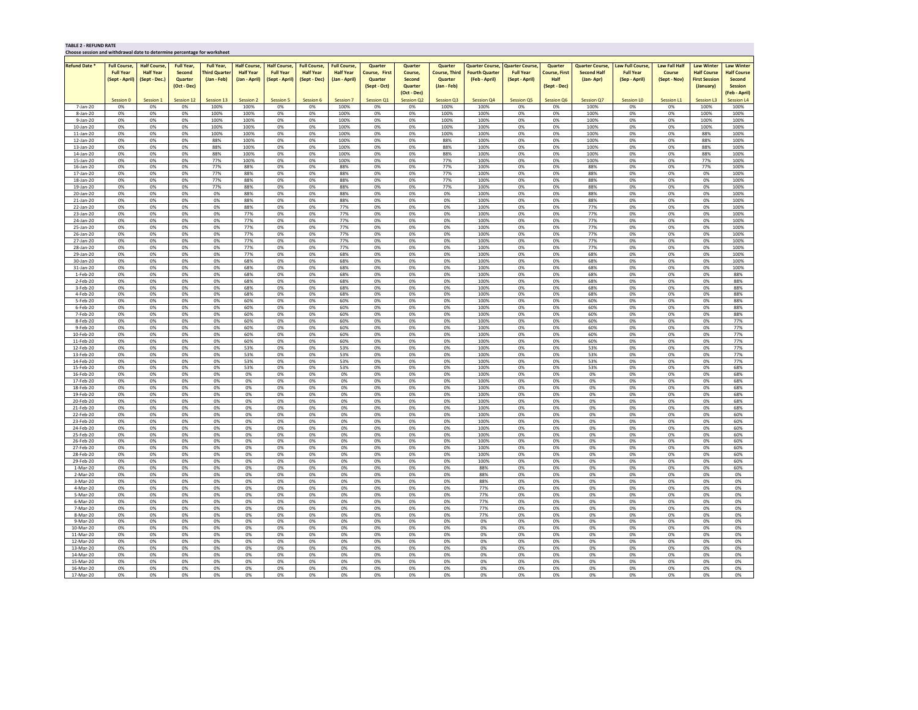**TABLE 2 - REFUND RATE**

**Choose session and withdrawal date to determine percentage for worksheet**

| Refund Date * | Full Course, Full Year (Sept - April) | Half Course, Half Year (Sept - Dec.) | Full Year, Second Quarter (Oct - Dec) | Full Year, Third Quarter (Jan - Feb) | Half Course, Half Year (Jan - April) | Half Course, Full Year (Sept - April) | Full Course, Half Year (Sept - Dec) | Full Course, Half Year (Jan - April) | Quarter Course, First Quarter (Sept - Oct) | Quarter Course, Second Quarter (Oct - Dec) | Quarter Course, Third Quarter (Jan - Feb) | Quarter Course, Fourth Quarter (Feb - April) | Quarter Course, Full Year (Sept - April) | Quarter Course, First Half (Sept - Dec) | Quarter Course, Second Half (Jan- Apr) | Law Full Course, Full Year (Sep - April) | Law Fall Half Course (Sept - Nov) | Law Winter Half Course First Session (January) | Law Winter Half Course Second Session (Feb - April) |
|---|---|---|---|---|---|---|---|---|---|---|---|---|---|---|---|---|---|---|---|
| | Session 0 | Session 1 | Session 12 | Session 13 | Session 2 | Session 5 | Session 6 | Session 7 | Session Q1 | Session Q2 | Session Q3 | Session Q4 | Session Q5 | Session Q6 | Session Q7 | Session L0 | Session L1 | Session L3 | Session L4 |
| 7-Jan-20 | 0% | 0% | 0% | 100% | 100% | 0% | 0% | 100% | 0% | 0% | 100% | 100% | 0% | 0% | 100% | 0% | 0% | 100% | 100% |
| 8-Jan-20 | 0% | 0% | 0% | 100% | 100% | 0% | 0% | 100% | 0% | 0% | 100% | 100% | 0% | 0% | 100% | 0% | 0% | 100% | 100% |
| 9-Jan-20 | 0% | 0% | 0% | 100% | 100% | 0% | 0% | 100% | 0% | 0% | 100% | 100% | 0% | 0% | 100% | 0% | 0% | 100% | 100% |
| 10-Jan-20 | 0% | 0% | 0% | 100% | 100% | 0% | 0% | 100% | 0% | 0% | 100% | 100% | 0% | 0% | 100% | 0% | 0% | 100% | 100% |
| 11-Jan-20 | 0% | 0% | 0% | 100% | 100% | 0% | 0% | 100% | 0% | 0% | 100% | 100% | 0% | 0% | 100% | 0% | 0% | 88% | 100% |
| 12-Jan-20 | 0% | 0% | 0% | 88% | 100% | 0% | 0% | 100% | 0% | 0% | 88% | 100% | 0% | 0% | 100% | 0% | 0% | 88% | 100% |
| 13-Jan-20 | 0% | 0% | 0% | 88% | 100% | 0% | 0% | 100% | 0% | 0% | 88% | 100% | 0% | 0% | 100% | 0% | 0% | 88% | 100% |
| 14-Jan-20 | 0% | 0% | 0% | 88% | 100% | 0% | 0% | 100% | 0% | 0% | 88% | 100% | 0% | 0% | 100% | 0% | 0% | 88% | 100% |
| 15-Jan-20 | 0% | 0% | 0% | 77% | 100% | 0% | 0% | 100% | 0% | 0% | 77% | 100% | 0% | 0% | 100% | 0% | 0% | 77% | 100% |
| 16-Jan-20 | 0% | 0% | 0% | 77% | 88% | 0% | 0% | 88% | 0% | 0% | 77% | 100% | 0% | 0% | 88% | 0% | 0% | 77% | 100% |
| 17-Jan-20 | 0% | 0% | 0% | 77% | 88% | 0% | 0% | 88% | 0% | 0% | 77% | 100% | 0% | 0% | 88% | 0% | 0% | 0% | 100% |
| 18-Jan-20 | 0% | 0% | 0% | 77% | 88% | 0% | 0% | 88% | 0% | 0% | 77% | 100% | 0% | 0% | 88% | 0% | 0% | 0% | 100% |
| 19-Jan-20 | 0% | 0% | 0% | 77% | 88% | 0% | 0% | 88% | 0% | 0% | 77% | 100% | 0% | 0% | 88% | 0% | 0% | 0% | 100% |
| 20-Jan-20 | 0% | 0% | 0% | 0% | 88% | 0% | 0% | 88% | 0% | 0% | 0% | 100% | 0% | 0% | 88% | 0% | 0% | 0% | 100% |
| 21-Jan-20 | 0% | 0% | 0% | 0% | 88% | 0% | 0% | 88% | 0% | 0% | 0% | 100% | 0% | 0% | 88% | 0% | 0% | 0% | 100% |
| 22-Jan-20 | 0% | 0% | 0% | 0% | 88% | 0% | 0% | 77% | 0% | 0% | 0% | 100% | 0% | 0% | 77% | 0% | 0% | 0% | 100% |
| 23-Jan-20 | 0% | 0% | 0% | 0% | 77% | 0% | 0% | 77% | 0% | 0% | 0% | 100% | 0% | 0% | 77% | 0% | 0% | 0% | 100% |
| 24-Jan-20 | 0% | 0% | 0% | 0% | 77% | 0% | 0% | 77% | 0% | 0% | 0% | 100% | 0% | 0% | 77% | 0% | 0% | 0% | 100% |
| 25-Jan-20 | 0% | 0% | 0% | 0% | 77% | 0% | 0% | 77% | 0% | 0% | 0% | 100% | 0% | 0% | 77% | 0% | 0% | 0% | 100% |
| 26-Jan-20 | 0% | 0% | 0% | 0% | 77% | 0% | 0% | 77% | 0% | 0% | 0% | 100% | 0% | 0% | 77% | 0% | 0% | 0% | 100% |
| 27-Jan-20 | 0% | 0% | 0% | 0% | 77% | 0% | 0% | 77% | 0% | 0% | 0% | 100% | 0% | 0% | 77% | 0% | 0% | 0% | 100% |
| 28-Jan-20 | 0% | 0% | 0% | 0% | 77% | 0% | 0% | 77% | 0% | 0% | 0% | 100% | 0% | 0% | 77% | 0% | 0% | 0% | 100% |
| 29-Jan-20 | 0% | 0% | 0% | 0% | 77% | 0% | 0% | 68% | 0% | 0% | 0% | 100% | 0% | 0% | 68% | 0% | 0% | 0% | 100% |
| 30-Jan-20 | 0% | 0% | 0% | 0% | 68% | 0% | 0% | 68% | 0% | 0% | 0% | 100% | 0% | 0% | 68% | 0% | 0% | 0% | 100% |
| 31-Jan-20 | 0% | 0% | 0% | 0% | 68% | 0% | 0% | 68% | 0% | 0% | 0% | 100% | 0% | 0% | 68% | 0% | 0% | 0% | 100% |
| 1-Feb-20 | 0% | 0% | 0% | 0% | 68% | 0% | 0% | 68% | 0% | 0% | 0% | 100% | 0% | 0% | 68% | 0% | 0% | 0% | 88% |
| 2-Feb-20 | 0% | 0% | 0% | 0% | 68% | 0% | 0% | 68% | 0% | 0% | 0% | 100% | 0% | 0% | 68% | 0% | 0% | 0% | 88% |
| 3-Feb-20 | 0% | 0% | 0% | 0% | 68% | 0% | 0% | 68% | 0% | 0% | 0% | 100% | 0% | 0% | 68% | 0% | 0% | 0% | 88% |
| 4-Feb-20 | 0% | 0% | 0% | 0% | 68% | 0% | 0% | 68% | 0% | 0% | 0% | 100% | 0% | 0% | 68% | 0% | 0% | 0% | 88% |
| 5-Feb-20 | 0% | 0% | 0% | 0% | 60% | 0% | 0% | 60% | 0% | 0% | 0% | 100% | 0% | 0% | 60% | 0% | 0% | 0% | 88% |
| 6-Feb-20 | 0% | 0% | 0% | 0% | 60% | 0% | 0% | 60% | 0% | 0% | 0% | 100% | 0% | 0% | 60% | 0% | 0% | 0% | 88% |
| 7-Feb-20 | 0% | 0% | 0% | 0% | 60% | 0% | 0% | 60% | 0% | 0% | 0% | 100% | 0% | 0% | 60% | 0% | 0% | 0% | 88% |
| 8-Feb-20 | 0% | 0% | 0% | 0% | 60% | 0% | 0% | 60% | 0% | 0% | 0% | 100% | 0% | 0% | 60% | 0% | 0% | 0% | 77% |
| 9-Feb-20 | 0% | 0% | 0% | 0% | 60% | 0% | 0% | 60% | 0% | 0% | 0% | 100% | 0% | 0% | 60% | 0% | 0% | 0% | 77% |
| 10-Feb-20 | 0% | 0% | 0% | 0% | 60% | 0% | 0% | 60% | 0% | 0% | 0% | 100% | 0% | 0% | 60% | 0% | 0% | 0% | 77% |
| 11-Feb-20 | 0% | 0% | 0% | 0% | 60% | 0% | 0% | 60% | 0% | 0% | 0% | 100% | 0% | 0% | 60% | 0% | 0% | 0% | 77% |
| 12-Feb-20 | 0% | 0% | 0% | 0% | 53% | 0% | 0% | 53% | 0% | 0% | 0% | 100% | 0% | 0% | 53% | 0% | 0% | 0% | 77% |
| 13-Feb-20 | 0% | 0% | 0% | 0% | 53% | 0% | 0% | 53% | 0% | 0% | 0% | 100% | 0% | 0% | 53% | 0% | 0% | 0% | 77% |
| 14-Feb-20 | 0% | 0% | 0% | 0% | 53% | 0% | 0% | 53% | 0% | 0% | 0% | 100% | 0% | 0% | 53% | 0% | 0% | 0% | 77% |
| 15-Feb-20 | 0% | 0% | 0% | 0% | 53% | 0% | 0% | 53% | 0% | 0% | 0% | 100% | 0% | 0% | 53% | 0% | 0% | 0% | 68% |
| 16-Feb-20 | 0% | 0% | 0% | 0% | 0% | 0% | 0% | 0% | 0% | 0% | 0% | 100% | 0% | 0% | 0% | 0% | 0% | 0% | 68% |
| 17-Feb-20 | 0% | 0% | 0% | 0% | 0% | 0% | 0% | 0% | 0% | 0% | 0% | 100% | 0% | 0% | 0% | 0% | 0% | 0% | 68% |
| 18-Feb-20 | 0% | 0% | 0% | 0% | 0% | 0% | 0% | 0% | 0% | 0% | 0% | 100% | 0% | 0% | 0% | 0% | 0% | 0% | 68% |
| 19-Feb-20 | 0% | 0% | 0% | 0% | 0% | 0% | 0% | 0% | 0% | 0% | 0% | 100% | 0% | 0% | 0% | 0% | 0% | 0% | 68% |
| 20-Feb-20 | 0% | 0% | 0% | 0% | 0% | 0% | 0% | 0% | 0% | 0% | 0% | 100% | 0% | 0% | 0% | 0% | 0% | 0% | 68% |
| 21-Feb-20 | 0% | 0% | 0% | 0% | 0% | 0% | 0% | 0% | 0% | 0% | 0% | 100% | 0% | 0% | 0% | 0% | 0% | 0% | 68% |
| 22-Feb-20 | 0% | 0% | 0% | 0% | 0% | 0% | 0% | 0% | 0% | 0% | 0% | 100% | 0% | 0% | 0% | 0% | 0% | 0% | 60% |
| 23-Feb-20 | 0% | 0% | 0% | 0% | 0% | 0% | 0% | 0% | 0% | 0% | 0% | 100% | 0% | 0% | 0% | 0% | 0% | 0% | 60% |
| 24-Feb-20 | 0% | 0% | 0% | 0% | 0% | 0% | 0% | 0% | 0% | 0% | 0% | 100% | 0% | 0% | 0% | 0% | 0% | 0% | 60% |
| 25-Feb-20 | 0% | 0% | 0% | 0% | 0% | 0% | 0% | 0% | 0% | 0% | 0% | 100% | 0% | 0% | 0% | 0% | 0% | 0% | 60% |
| 26-Feb-20 | 0% | 0% | 0% | 0% | 0% | 0% | 0% | 0% | 0% | 0% | 0% | 100% | 0% | 0% | 0% | 0% | 0% | 0% | 60% |
| 27-Feb-20 | 0% | 0% | 0% | 0% | 0% | 0% | 0% | 0% | 0% | 0% | 0% | 100% | 0% | 0% | 0% | 0% | 0% | 0% | 60% |
| 28-Feb-20 | 0% | 0% | 0% | 0% | 0% | 0% | 0% | 0% | 0% | 0% | 0% | 100% | 0% | 0% | 0% | 0% | 0% | 0% | 60% |
| 29-Feb-20 | 0% | 0% | 0% | 0% | 0% | 0% | 0% | 0% | 0% | 0% | 0% | 100% | 0% | 0% | 0% | 0% | 0% | 0% | 60% |
| 1-Mar-20 | 0% | 0% | 0% | 0% | 0% | 0% | 0% | 0% | 0% | 0% | 0% | 88% | 0% | 0% | 0% | 0% | 0% | 0% | 60% |
| 2-Mar-20 | 0% | 0% | 0% | 0% | 0% | 0% | 0% | 0% | 0% | 0% | 0% | 88% | 0% | 0% | 0% | 0% | 0% | 0% | 0% |
| 3-Mar-20 | 0% | 0% | 0% | 0% | 0% | 0% | 0% | 0% | 0% | 0% | 0% | 88% | 0% | 0% | 0% | 0% | 0% | 0% | 0% |
| 4-Mar-20 | 0% | 0% | 0% | 0% | 0% | 0% | 0% | 0% | 0% | 0% | 0% | 77% | 0% | 0% | 0% | 0% | 0% | 0% | 0% |
| 5-Mar-20 | 0% | 0% | 0% | 0% | 0% | 0% | 0% | 0% | 0% | 0% | 0% | 77% | 0% | 0% | 0% | 0% | 0% | 0% | 0% |
| 6-Mar-20 | 0% | 0% | 0% | 0% | 0% | 0% | 0% | 0% | 0% | 0% | 0% | 77% | 0% | 0% | 0% | 0% | 0% | 0% | 0% |
| 7-Mar-20 | 0% | 0% | 0% | 0% | 0% | 0% | 0% | 0% | 0% | 0% | 0% | 77% | 0% | 0% | 0% | 0% | 0% | 0% | 0% |
| 8-Mar-20 | 0% | 0% | 0% | 0% | 0% | 0% | 0% | 0% | 0% | 0% | 0% | 77% | 0% | 0% | 0% | 0% | 0% | 0% | 0% |
| 9-Mar-20 | 0% | 0% | 0% | 0% | 0% | 0% | 0% | 0% | 0% | 0% | 0% | 0% | 0% | 0% | 0% | 0% | 0% | 0% | 0% |
| 10-Mar-20 | 0% | 0% | 0% | 0% | 0% | 0% | 0% | 0% | 0% | 0% | 0% | 0% | 0% | 0% | 0% | 0% | 0% | 0% | 0% |
| 11-Mar-20 | 0% | 0% | 0% | 0% | 0% | 0% | 0% | 0% | 0% | 0% | 0% | 0% | 0% | 0% | 0% | 0% | 0% | 0% | 0% |
| 12-Mar-20 | 0% | 0% | 0% | 0% | 0% | 0% | 0% | 0% | 0% | 0% | 0% | 0% | 0% | 0% | 0% | 0% | 0% | 0% | 0% |
| 13-Mar-20 | 0% | 0% | 0% | 0% | 0% | 0% | 0% | 0% | 0% | 0% | 0% | 0% | 0% | 0% | 0% | 0% | 0% | 0% | 0% |
| 14-Mar-20 | 0% | 0% | 0% | 0% | 0% | 0% | 0% | 0% | 0% | 0% | 0% | 0% | 0% | 0% | 0% | 0% | 0% | 0% | 0% |
| 15-Mar-20 | 0% | 0% | 0% | 0% | 0% | 0% | 0% | 0% | 0% | 0% | 0% | 0% | 0% | 0% | 0% | 0% | 0% | 0% | 0% |
| 16-Mar-20 | 0% | 0% | 0% | 0% | 0% | 0% | 0% | 0% | 0% | 0% | 0% | 0% | 0% | 0% | 0% | 0% | 0% | 0% | 0% |
| 17-Mar-20 | 0% | 0% | 0% | 0% | 0% | 0% | 0% | 0% | 0% | 0% | 0% | 0% | 0% | 0% | 0% | 0% | 0% | 0% | 0% |